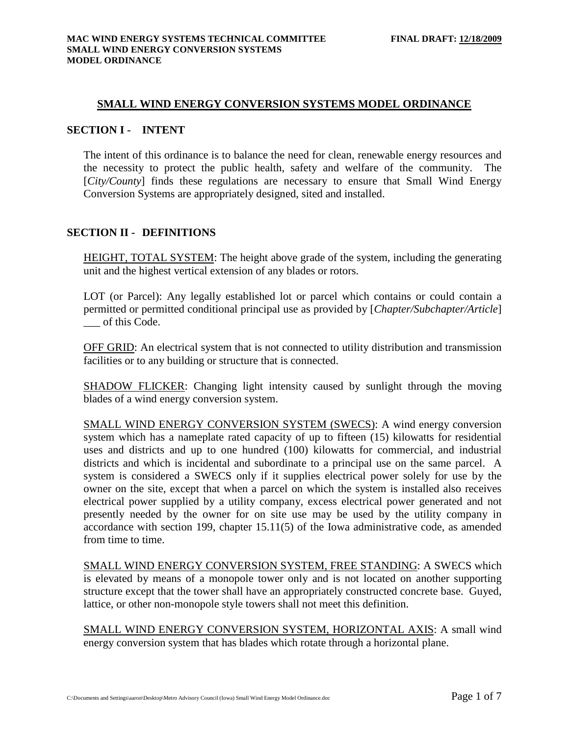# SMALL WIND ENERGY CONVERSION SYSTEMS MODEL ORDINANCE

## SECTION I - INTENT

The intent of this ordinance is to balance the need for clean, renewable energy resources and the necessity to protect the public health, safety and welfare of the community. The [*City/County*] finds these regulations are necessary to ensure that Small Wind Energy Conversion Systems are appropriately designed, sited and installed.

## SECTION II - DEFINITIONS

HEIGHT, TOTAL SYSTEM: The height above grade of the system, including the generating unit and the highest vertical extension of any blades or rotors.

LOT (or Parcel): Any legally established lot or parcel which contains or could contain a permitted or permitted conditional principal use as provided by [*Chapter/Subchapter/Article*] ___ of this Code.

OFF GRID: An electrical system that is not connected to utility distribution and transmission facilities or to any building or structure that is connected.

SHADOW FLICKER: Changing light intensity caused by sunlight through the moving blades of a wind energy conversion system.

SMALL WIND ENERGY CONVERSION SYSTEM (SWECS): A wind energy conversion system which has a nameplate rated capacity of up to fifteen (15) kilowatts for residential uses and districts and up to one hundred (100) kilowatts for commercial, and industrial districts and which is incidental and subordinate to a principal use on the same parcel. A system is considered a SWECS only if it supplies electrical power solely for use by the owner on the site, except that when a parcel on which the system is installed also receives electrical power supplied by a utility company, excess electrical power generated and not presently needed by the owner for on site use may be used by the utility company in accordance with section 199, chapter 15.11(5) of the Iowa administrative code, as amended from time to time.

SMALL WIND ENERGY CONVERSION SYSTEM, FREE STANDING: A SWECS which is elevated by means of a monopole tower only and is not located on another supporting structure except that the tower shall have an appropriately constructed concrete base. Guyed, lattice, or other non-monopole style towers shall not meet this definition.

SMALL WIND ENERGY CONVERSION SYSTEM, HORIZONTAL AXIS: A small wind energy conversion system that has blades which rotate through a horizontal plane.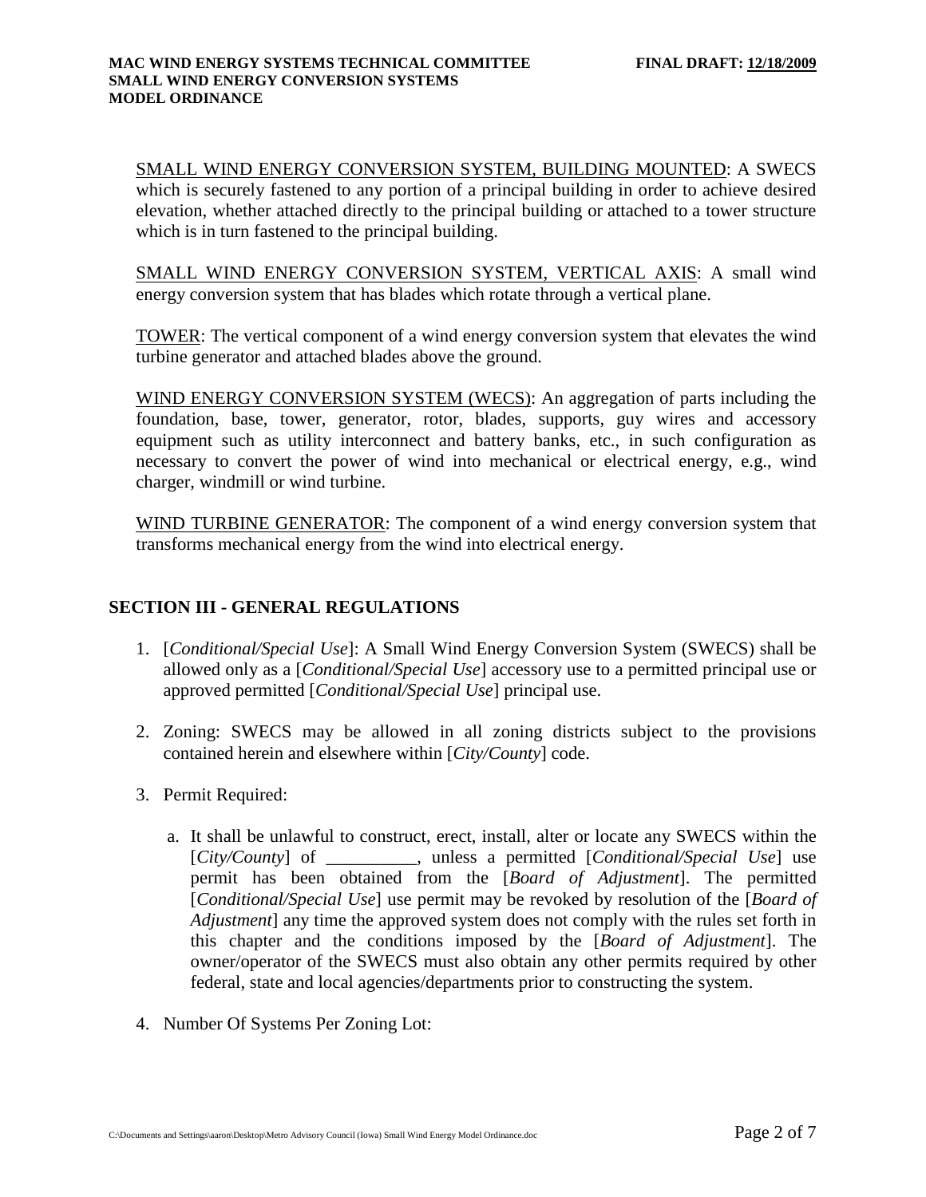<u>SMALL WIND ENERGY CONVERSION SYSTEM, BUILDING MOUNTED</u>: A SWECS which is securely fastened to any portion of a principal building in order to achieve desired elevation, whether attached directly to the principal building or attached to a tower structure which is in turn fastened to the principal building.

<u>SMALL WIND ENERGY CONVERSION SYSTEM, VERTICAL AXIS</u>: A small wind energy conversion system that has blades which rotate through a vertical plane.

<u>TOWER</u>: The vertical component of a wind energy conversion system that elevates the wind turbine generator and attached blades above the ground.

<u>WIND ENERGY CONVERSION SYSTEM (WECS)</u>: An aggregation of parts including the foundation, base, tower, generator, rotor, blades, supports, guy wires and accessory equipment such as utility interconnect and battery banks, etc., in such configuration as necessary to convert the power of wind into mechanical or electrical energy, e.g., wind charger, windmill or wind turbine.

<u>WIND TURBINE GENERATOR</u>: The component of a wind energy conversion system that transforms mechanical energy from the wind into electrical energy.

## SECTION III - GENERAL REGULATIONS

1. [*Conditional/Special Use*]: A Small Wind Energy Conversion System (SWECS) shall be allowed only as a [*Conditional/Special Use*] accessory use to a permitted principal use or approved permitted [*Conditional/Special Use*] principal use.

2. Zoning: SWECS may be allowed in all zoning districts subject to the provisions contained herein and elsewhere within [*City/County*] code.

3. Permit Required:

   a. It shall be unlawful to construct, erect, install, alter or locate any SWECS within the [*City/County*] of __________, unless a permitted [*Conditional/Special Use*] use permit has been obtained from the [*Board of Adjustment*]. The permitted [*Conditional/Special Use*] use permit may be revoked by resolution of the [*Board of Adjustment*] any time the approved system does not comply with the rules set forth in this chapter and the conditions imposed by the [*Board of Adjustment*]. The owner/operator of the SWECS must also obtain any other permits required by other federal, state and local agencies/departments prior to constructing the system.

4. Number Of Systems Per Zoning Lot: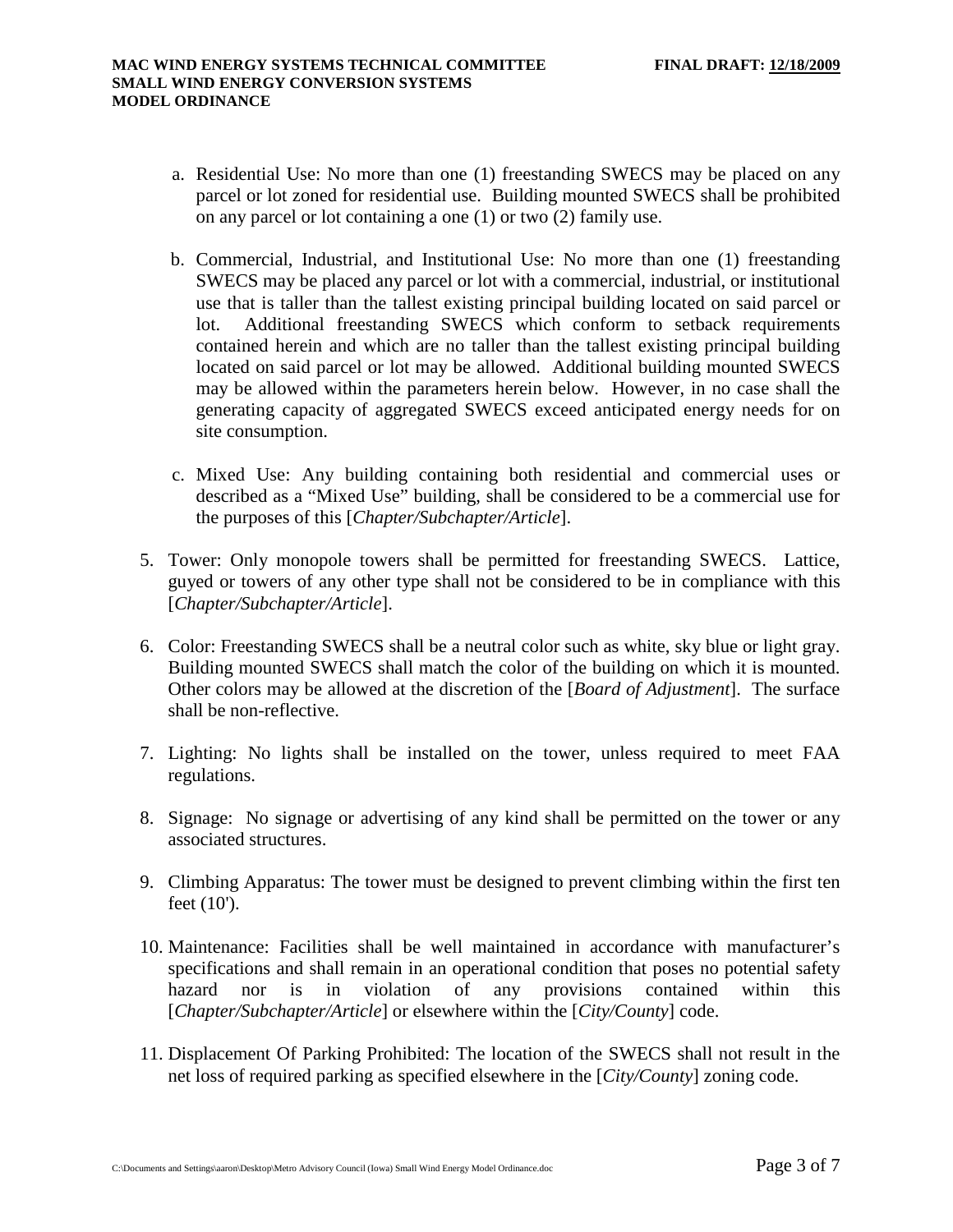a. Residential Use: No more than one (1) freestanding SWECS may be placed on any parcel or lot zoned for residential use. Building mounted SWECS shall be prohibited on any parcel or lot containing a one (1) or two (2) family use.

b. Commercial, Industrial, and Institutional Use: No more than one (1) freestanding SWECS may be placed any parcel or lot with a commercial, industrial, or institutional use that is taller than the tallest existing principal building located on said parcel or lot. Additional freestanding SWECS which conform to setback requirements contained herein and which are no taller than the tallest existing principal building located on said parcel or lot may be allowed. Additional building mounted SWECS may be allowed within the parameters herein below. However, in no case shall the generating capacity of aggregated SWECS exceed anticipated energy needs for on site consumption.

c. Mixed Use: Any building containing both residential and commercial uses or described as a "Mixed Use" building, shall be considered to be a commercial use for the purposes of this [*Chapter/Subchapter/Article*].

5. Tower: Only monopole towers shall be permitted for freestanding SWECS. Lattice, guyed or towers of any other type shall not be considered to be in compliance with this [*Chapter/Subchapter/Article*].

6. Color: Freestanding SWECS shall be a neutral color such as white, sky blue or light gray. Building mounted SWECS shall match the color of the building on which it is mounted. Other colors may be allowed at the discretion of the [*Board of Adjustment*]. The surface shall be non-reflective.

7. Lighting: No lights shall be installed on the tower, unless required to meet FAA regulations.

8. Signage: No signage or advertising of any kind shall be permitted on the tower or any associated structures.

9. Climbing Apparatus: The tower must be designed to prevent climbing within the first ten feet (10').

10. Maintenance: Facilities shall be well maintained in accordance with manufacturer's specifications and shall remain in an operational condition that poses no potential safety hazard nor is in violation of any provisions contained within this [*Chapter/Subchapter/Article*] or elsewhere within the [*City/County*] code.

11. Displacement Of Parking Prohibited: The location of the SWECS shall not result in the net loss of required parking as specified elsewhere in the [*City/County*] zoning code.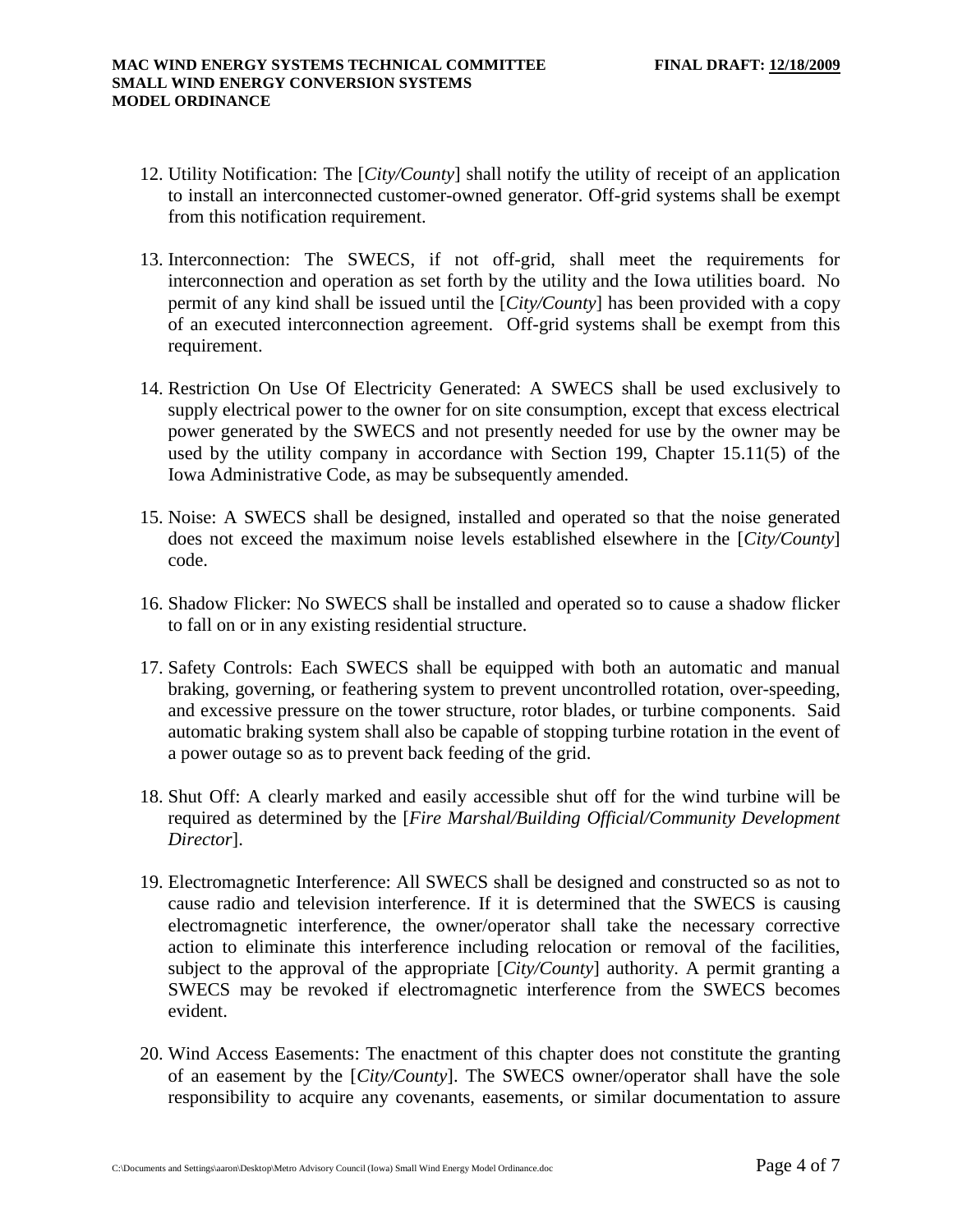12. Utility Notification: The [*City/County*] shall notify the utility of receipt of an application to install an interconnected customer-owned generator. Off-grid systems shall be exempt from this notification requirement.

13. Interconnection: The SWECS, if not off-grid, shall meet the requirements for interconnection and operation as set forth by the utility and the Iowa utilities board. No permit of any kind shall be issued until the [*City/County*] has been provided with a copy of an executed interconnection agreement. Off-grid systems shall be exempt from this requirement.

14. Restriction On Use Of Electricity Generated: A SWECS shall be used exclusively to supply electrical power to the owner for on site consumption, except that excess electrical power generated by the SWECS and not presently needed for use by the owner may be used by the utility company in accordance with Section 199, Chapter 15.11(5) of the Iowa Administrative Code, as may be subsequently amended.

15. Noise: A SWECS shall be designed, installed and operated so that the noise generated does not exceed the maximum noise levels established elsewhere in the [*City/County*] code.

16. Shadow Flicker: No SWECS shall be installed and operated so to cause a shadow flicker to fall on or in any existing residential structure.

17. Safety Controls: Each SWECS shall be equipped with both an automatic and manual braking, governing, or feathering system to prevent uncontrolled rotation, over-speeding, and excessive pressure on the tower structure, rotor blades, or turbine components. Said automatic braking system shall also be capable of stopping turbine rotation in the event of a power outage so as to prevent back feeding of the grid.

18. Shut Off: A clearly marked and easily accessible shut off for the wind turbine will be required as determined by the [*Fire Marshal/Building Official/Community Development Director*].

19. Electromagnetic Interference: All SWECS shall be designed and constructed so as not to cause radio and television interference. If it is determined that the SWECS is causing electromagnetic interference, the owner/operator shall take the necessary corrective action to eliminate this interference including relocation or removal of the facilities, subject to the approval of the appropriate [*City/County*] authority. A permit granting a SWECS may be revoked if electromagnetic interference from the SWECS becomes evident.

20. Wind Access Easements: The enactment of this chapter does not constitute the granting of an easement by the [*City/County*]. The SWECS owner/operator shall have the sole responsibility to acquire any covenants, easements, or similar documentation to assure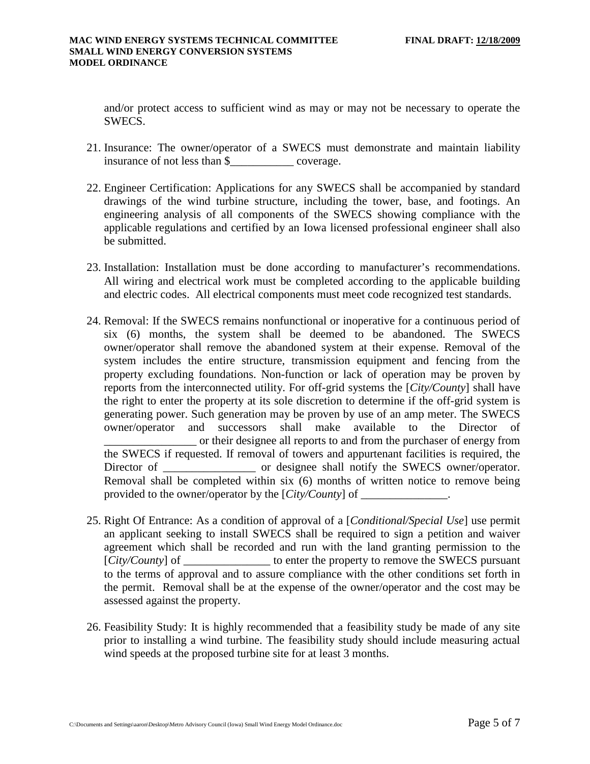and/or protect access to sufficient wind as may or may not be necessary to operate the SWECS.

21. Insurance: The owner/operator of a SWECS must demonstrate and maintain liability insurance of not less than $___________ coverage.

22. Engineer Certification: Applications for any SWECS shall be accompanied by standard drawings of the wind turbine structure, including the tower, base, and footings. An engineering analysis of all components of the SWECS showing compliance with the applicable regulations and certified by an Iowa licensed professional engineer shall also be submitted.

23. Installation: Installation must be done according to manufacturer's recommendations. All wiring and electrical work must be completed according to the applicable building and electric codes. All electrical components must meet code recognized test standards.

24. Removal: If the SWECS remains nonfunctional or inoperative for a continuous period of six (6) months, the system shall be deemed to be abandoned. The SWECS owner/operator shall remove the abandoned system at their expense. Removal of the system includes the entire structure, transmission equipment and fencing from the property excluding foundations. Non-function or lack of operation may be proven by reports from the interconnected utility. For off-grid systems the [*City/County*] shall have the right to enter the property at its sole discretion to determine if the off-grid system is generating power. Such generation may be proven by use of an amp meter. The SWECS owner/operator and successors shall make available to the Director of ________________ or their designee all reports to and from the purchaser of energy from the SWECS if requested. If removal of towers and appurtenant facilities is required, the Director of ________________ or designee shall notify the SWECS owner/operator. Removal shall be completed within six (6) months of written notice to remove being provided to the owner/operator by the [*City/County*] of _______________.

25. Right Of Entrance: As a condition of approval of a [*Conditional/Special Use*] use permit an applicant seeking to install SWECS shall be required to sign a petition and waiver agreement which shall be recorded and run with the land granting permission to the [*City/County*] of _______________ to enter the property to remove the SWECS pursuant to the terms of approval and to assure compliance with the other conditions set forth in the permit. Removal shall be at the expense of the owner/operator and the cost may be assessed against the property.

26. Feasibility Study: It is highly recommended that a feasibility study be made of any site prior to installing a wind turbine. The feasibility study should include measuring actual wind speeds at the proposed turbine site for at least 3 months.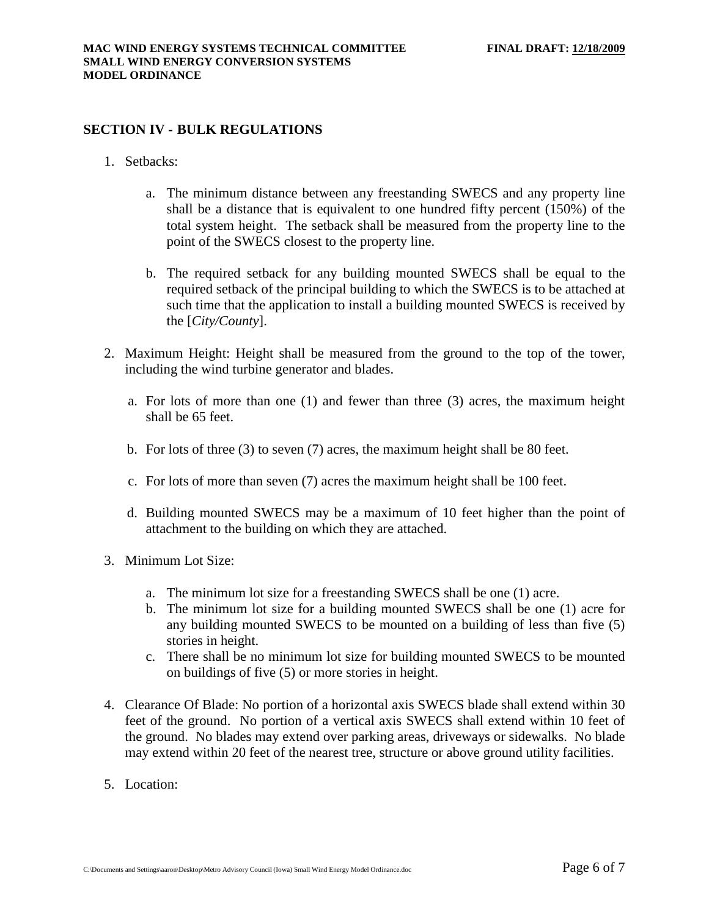## SECTION IV - BULK REGULATIONS

1. Setbacks:

    a. The minimum distance between any freestanding SWECS and any property line shall be a distance that is equivalent to one hundred fifty percent (150%) of the total system height. The setback shall be measured from the property line to the point of the SWECS closest to the property line.

    b. The required setback for any building mounted SWECS shall be equal to the required setback of the principal building to which the SWECS is to be attached at such time that the application to install a building mounted SWECS is received by the [*City/County*].

2. Maximum Height: Height shall be measured from the ground to the top of the tower, including the wind turbine generator and blades.

    a. For lots of more than one (1) and fewer than three (3) acres, the maximum height shall be 65 feet.

    b. For lots of three (3) to seven (7) acres, the maximum height shall be 80 feet.

    c. For lots of more than seven (7) acres the maximum height shall be 100 feet.

    d. Building mounted SWECS may be a maximum of 10 feet higher than the point of attachment to the building on which they are attached.

3. Minimum Lot Size:

    a. The minimum lot size for a freestanding SWECS shall be one (1) acre.
    b. The minimum lot size for a building mounted SWECS shall be one (1) acre for any building mounted SWECS to be mounted on a building of less than five (5) stories in height.
    c. There shall be no minimum lot size for building mounted SWECS to be mounted on buildings of five (5) or more stories in height.

4. Clearance Of Blade: No portion of a horizontal axis SWECS blade shall extend within 30 feet of the ground. No portion of a vertical axis SWECS shall extend within 10 feet of the ground. No blades may extend over parking areas, driveways or sidewalks. No blade may extend within 20 feet of the nearest tree, structure or above ground utility facilities.

5. Location: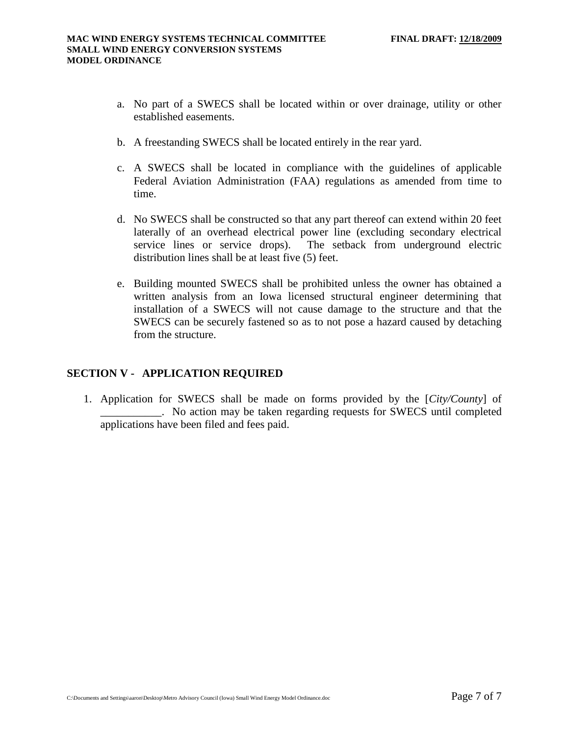a. No part of a SWECS shall be located within or over drainage, utility or other established easements.

b. A freestanding SWECS shall be located entirely in the rear yard.

c. A SWECS shall be located in compliance with the guidelines of applicable Federal Aviation Administration (FAA) regulations as amended from time to time.

d. No SWECS shall be constructed so that any part thereof can extend within 20 feet laterally of an overhead electrical power line (excluding secondary electrical service lines or service drops). The setback from underground electric distribution lines shall be at least five (5) feet.

e. Building mounted SWECS shall be prohibited unless the owner has obtained a written analysis from an Iowa licensed structural engineer determining that installation of a SWECS will not cause damage to the structure and that the SWECS can be securely fastened so as to not pose a hazard caused by detaching from the structure.

## SECTION V - APPLICATION REQUIRED

1. Application for SWECS shall be made on forms provided by the [*City/County*] of ___________. No action may be taken regarding requests for SWECS until completed applications have been filed and fees paid.